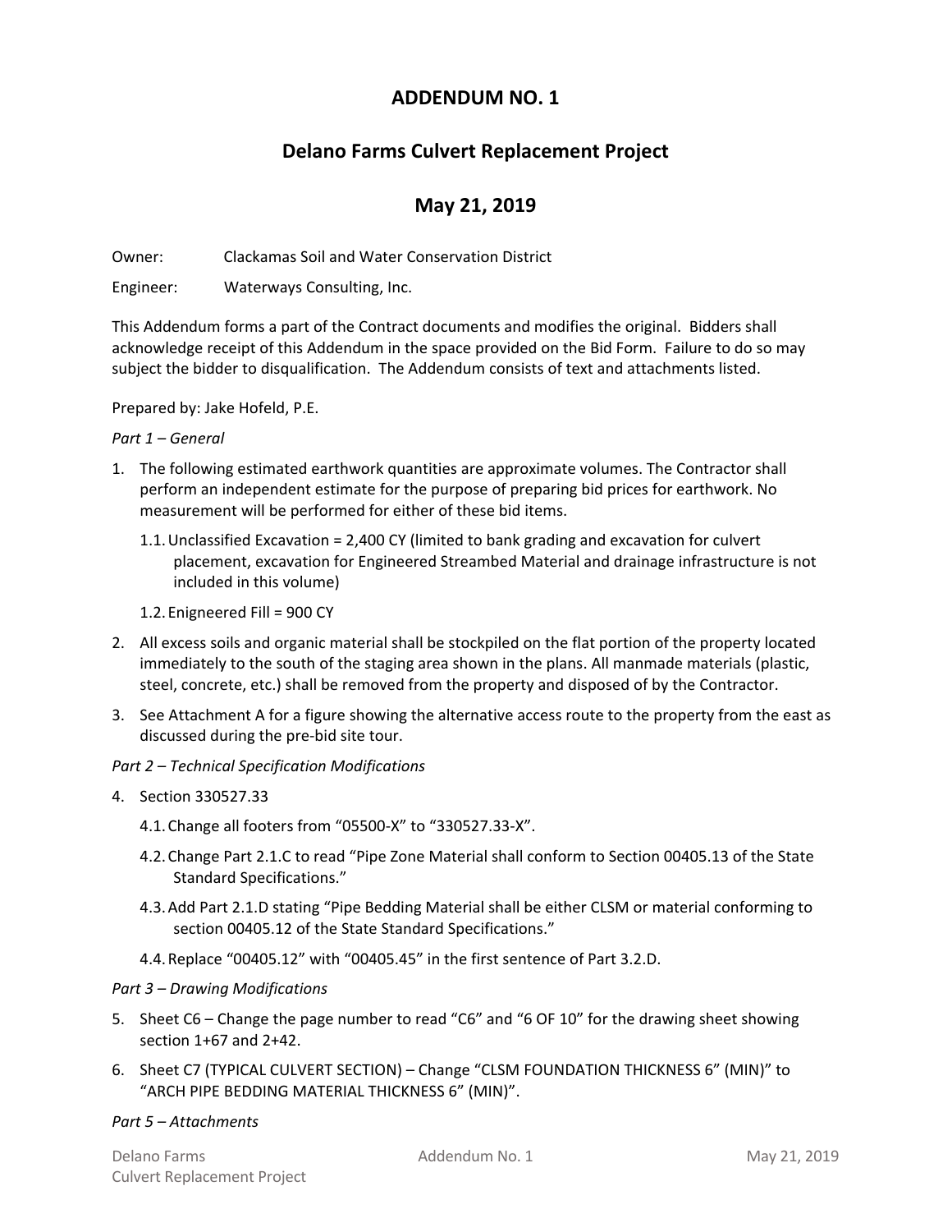# ADDENDUM NO. 1

## Delano Farms Culvert Replacement Project

## May 21, 2019

Owner: Clackamas Soil and Water Conservation District

Engineer: Waterways Consulting, Inc.

This Addendum forms a part of the Contract documents and modifies the original. Bidders shall acknowledge receipt of this Addendum in the space provided on the Bid Form. Failure to do so may subject the bidder to disqualification. The Addendum consists of text and attachments listed.

Prepared by: Jake Hofeld, P.E.

*Part 1 – General*

1. The following estimated earthwork quantities are approximate volumes. The Contractor shall perform an independent estimate for the purpose of preparing bid prices for earthwork. No measurement will be performed for either of these bid items.
   1.1. Unclassified Excavation = 2,400 CY (limited to bank grading and excavation for culvert placement, excavation for Engineered Streambed Material and drainage infrastructure is not included in this volume)
   1.2. Enigneered Fill = 900 CY
2. All excess soils and organic material shall be stockpiled on the flat portion of the property located immediately to the south of the staging area shown in the plans. All manmade materials (plastic, steel, concrete, etc.) shall be removed from the property and disposed of by the Contractor.
3. See Attachment A for a figure showing the alternative access route to the property from the east as discussed during the pre-bid site tour.

*Part 2 – Technical Specification Modifications*

4. Section 330527.33
   4.1. Change all footers from "05500-X" to "330527.33-X".
   4.2. Change Part 2.1.C to read "Pipe Zone Material shall conform to Section 00405.13 of the State Standard Specifications."
   4.3. Add Part 2.1.D stating "Pipe Bedding Material shall be either CLSM or material conforming to section 00405.12 of the State Standard Specifications."
   4.4. Replace "00405.12" with "00405.45" in the first sentence of Part 3.2.D.

*Part 3 – Drawing Modifications*

5. Sheet C6 – Change the page number to read "C6" and "6 OF 10" for the drawing sheet showing section 1+67 and 2+42.
6. Sheet C7 (TYPICAL CULVERT SECTION) – Change "CLSM FOUNDATION THICKNESS 6" (MIN)" to "ARCH PIPE BEDDING MATERIAL THICKNESS 6" (MIN)".

*Part 5 – Attachments*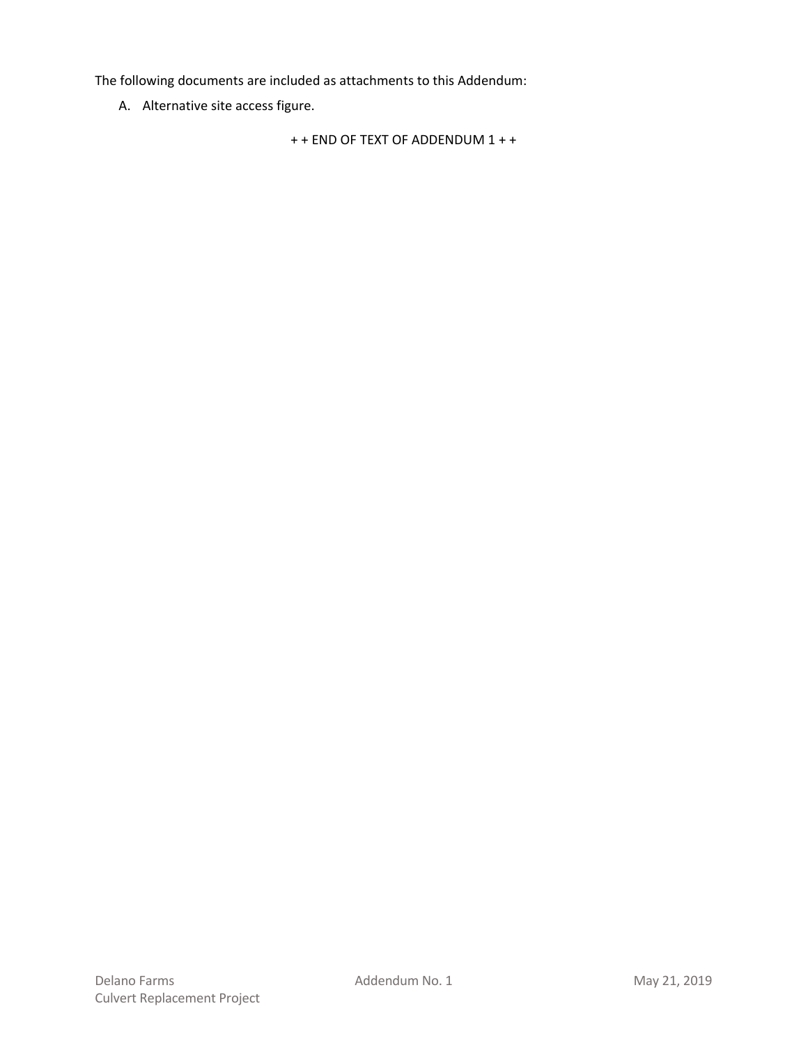The following documents are included as attachments to this Addendum:

A. Alternative site access figure.

+ + END OF TEXT OF ADDENDUM 1 + +